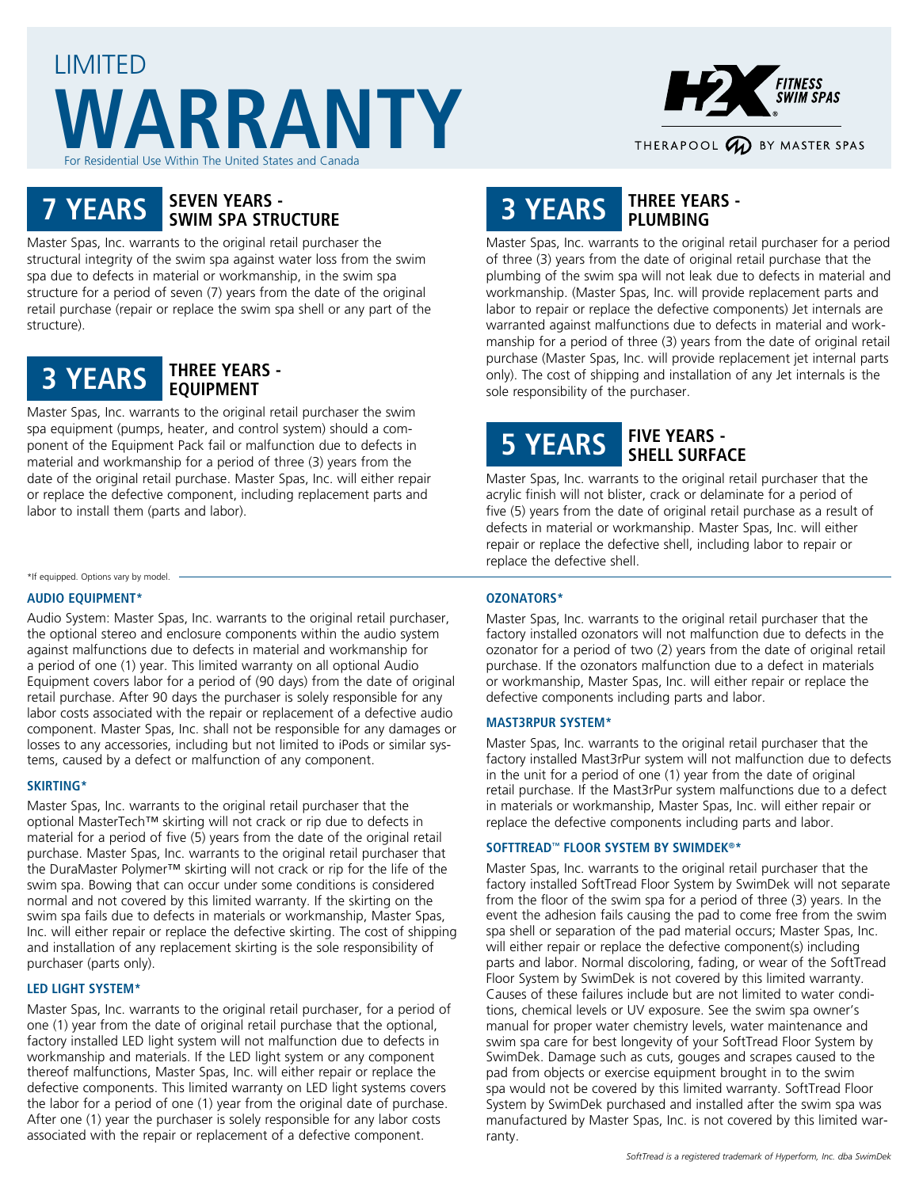# LIMITED WARRANTY

For Residential Use Within The United States and Canada

H2X FITNESS SWIM SPAS®

THERAPOOL BY MASTER SPAS

## 7 YEARS — SEVEN YEARS - SWIM SPA STRUCTURE

Master Spas, Inc. warrants to the original retail purchaser the structural integrity of the swim spa against water loss from the swim spa due to defects in material or workmanship, in the swim spa structure for a period of seven (7) years from the date of the original retail purchase (repair or replace the swim spa shell or any part of the structure).

## 3 YEARS — THREE YEARS - EQUIPMENT

Master Spas, Inc. warrants to the original retail purchaser the swim spa equipment (pumps, heater, and control system) should a component of the Equipment Pack fail or malfunction due to defects in material and workmanship for a period of three (3) years from the date of the original retail purchase. Master Spas, Inc. will either repair or replace the defective component, including replacement parts and labor to install them (parts and labor).

## 3 YEARS — THREE YEARS - PLUMBING

Master Spas, Inc. warrants to the original retail purchaser for a period of three (3) years from the date of original retail purchase that the plumbing of the swim spa will not leak due to defects in material and workmanship. (Master Spas, Inc. will provide replacement parts and labor to repair or replace the defective components) Jet internals are warranted against malfunctions due to defects in material and workmanship for a period of three (3) years from the date of original retail purchase (Master Spas, Inc. will provide replacement jet internal parts only). The cost of shipping and installation of any Jet internals is the sole responsibility of the purchaser.

## 5 YEARS — FIVE YEARS - SHELL SURFACE

Master Spas, Inc. warrants to the original retail purchaser that the acrylic finish will not blister, crack or delaminate for a period of five (5) years from the date of original retail purchase as a result of defects in material or workmanship. Master Spas, Inc. will either repair or replace the defective shell, including labor to repair or replace the defective shell.

*If equipped. Options vary by model.

### AUDIO EQUIPMENT*

Audio System: Master Spas, Inc. warrants to the original retail purchaser, the optional stereo and enclosure components within the audio system against malfunctions due to defects in material and workmanship for a period of one (1) year. This limited warranty on all optional Audio Equipment covers labor for a period of (90 days) from the date of original retail purchase. After 90 days the purchaser is solely responsible for any labor costs associated with the repair or replacement of a defective audio component. Master Spas, Inc. shall not be responsible for any damages or losses to any accessories, including but not limited to iPods or similar systems, caused by a defect or malfunction of any component.

### SKIRTING*

Master Spas, Inc. warrants to the original retail purchaser that the optional MasterTech™ skirting will not crack or rip due to defects in material for a period of five (5) years from the date of the original retail purchase. Master Spas, Inc. warrants to the original retail purchaser that the DuraMaster Polymer™ skirting will not crack or rip for the life of the swim spa. Bowing that can occur under some conditions is considered normal and not covered by this limited warranty. If the skirting on the swim spa fails due to defects in materials or workmanship, Master Spas, Inc. will either repair or replace the defective skirting. The cost of shipping and installation of any replacement skirting is the sole responsibility of purchaser (parts only).

### LED LIGHT SYSTEM*

Master Spas, Inc. warrants to the original retail purchaser, for a period of one (1) year from the date of original retail purchase that the optional, factory installed LED light system will not malfunction due to defects in workmanship and materials. If the LED light system or any component thereof malfunctions, Master Spas, Inc. will either repair or replace the defective components. This limited warranty on LED light systems covers the labor for a period of one (1) year from the original date of purchase. After one (1) year the purchaser is solely responsible for any labor costs associated with the repair or replacement of a defective component.

### OZONATORS*

Master Spas, Inc. warrants to the original retail purchaser that the factory installed ozonators will not malfunction due to defects in the ozonator for a period of two (2) years from the date of original retail purchase. If the ozonators malfunction due to a defect in materials or workmanship, Master Spas, Inc. will either repair or replace the defective components including parts and labor.

### MAST3RPUR SYSTEM*

Master Spas, Inc. warrants to the original retail purchaser that the factory installed Mast3rPur system will not malfunction due to defects in the unit for a period of one (1) year from the date of original retail purchase. If the Mast3rPur system malfunctions due to a defect in materials or workmanship, Master Spas, Inc. will either repair or replace the defective components including parts and labor.

### SOFTTREAD™ FLOOR SYSTEM BY SWIMDEK®*

Master Spas, Inc. warrants to the original retail purchaser that the factory installed SoftTread Floor System by SwimDek will not separate from the floor of the swim spa for a period of three (3) years. In the event the adhesion fails causing the pad to come free from the swim spa shell or separation of the pad material occurs; Master Spas, Inc. will either repair or replace the defective component(s) including parts and labor. Normal discoloring, fading, or wear of the SoftTread Floor System by SwimDek is not covered by this limited warranty. Causes of these failures include but are not limited to water conditions, chemical levels or UV exposure. See the swim spa owner's manual for proper water chemistry levels, water maintenance and swim spa care for best longevity of your SoftTread Floor System by SwimDek. Damage such as cuts, gouges and scrapes caused to the pad from objects or exercise equipment brought in to the swim spa would not be covered by this limited warranty. SoftTread Floor System by SwimDek purchased and installed after the swim spa was manufactured by Master Spas, Inc. is not covered by this limited warranty.

*SoftTread is a registered trademark of Hyperform, Inc. dba SwimDek*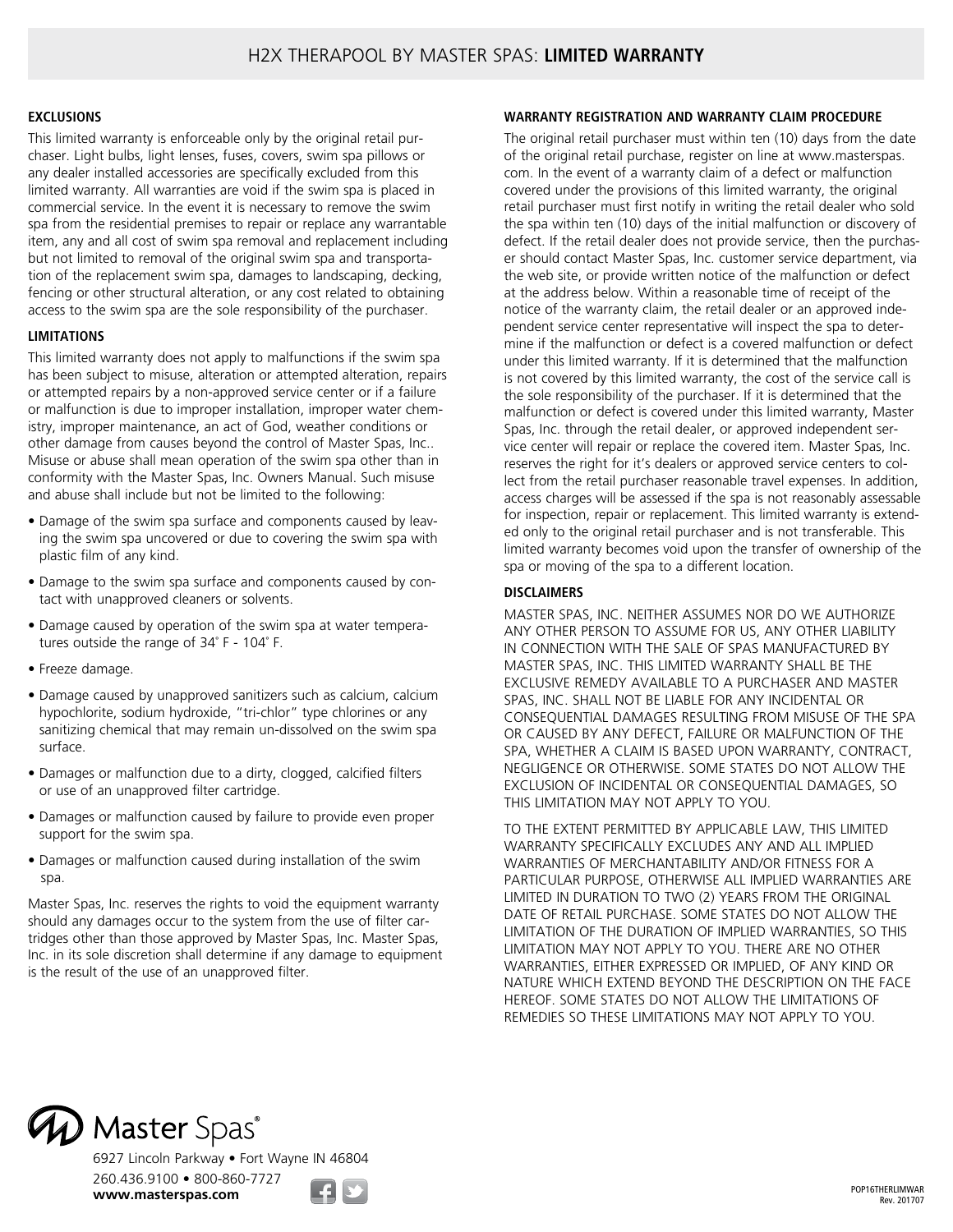# H2X THERAPOOL BY MASTER SPAS: **LIMITED WARRANTY**

**EXCLUSIONS**

This limited warranty is enforceable only by the original retail purchaser. Light bulbs, light lenses, fuses, covers, swim spa pillows or any dealer installed accessories are specifically excluded from this limited warranty. All warranties are void if the swim spa is placed in commercial service. In the event it is necessary to remove the swim spa from the residential premises to repair or replace any warrantable item, any and all cost of swim spa removal and replacement including but not limited to removal of the original swim spa and transportation of the replacement swim spa, damages to landscaping, decking, fencing or other structural alteration, or any cost related to obtaining access to the swim spa are the sole responsibility of the purchaser.

**LIMITATIONS**

This limited warranty does not apply to malfunctions if the swim spa has been subject to misuse, alteration or attempted alteration, repairs or attempted repairs by a non-approved service center or if a failure or malfunction is due to improper installation, improper water chemistry, improper maintenance, an act of God, weather conditions or other damage from causes beyond the control of Master Spas, Inc.. Misuse or abuse shall mean operation of the swim spa other than in conformity with the Master Spas, Inc. Owners Manual. Such misuse and abuse shall include but not be limited to the following:

- Damage of the swim spa surface and components caused by leaving the swim spa uncovered or due to covering the swim spa with plastic film of any kind.
- Damage to the swim spa surface and components caused by contact with unapproved cleaners or solvents.
- Damage caused by operation of the swim spa at water temperatures outside the range of 34° F - 104° F.
- Freeze damage.
- Damage caused by unapproved sanitizers such as calcium, calcium hypochlorite, sodium hydroxide, "tri-chlor" type chlorines or any sanitizing chemical that may remain un-dissolved on the swim spa surface.
- Damages or malfunction due to a dirty, clogged, calcified filters or use of an unapproved filter cartridge.
- Damages or malfunction caused by failure to provide even proper support for the swim spa.
- Damages or malfunction caused during installation of the swim spa.

Master Spas, Inc. reserves the rights to void the equipment warranty should any damages occur to the system from the use of filter cartridges other than those approved by Master Spas, Inc. Master Spas, Inc. in its sole discretion shall determine if any damage to equipment is the result of the use of an unapproved filter.

**WARRANTY REGISTRATION AND WARRANTY CLAIM PROCEDURE**

The original retail purchaser must within ten (10) days from the date of the original retail purchase, register on line at www.masterspas.com. In the event of a warranty claim of a defect or malfunction covered under the provisions of this limited warranty, the original retail purchaser must first notify in writing the retail dealer who sold the spa within ten (10) days of the initial malfunction or discovery of defect. If the retail dealer does not provide service, then the purchaser should contact Master Spas, Inc. customer service department, via the web site, or provide written notice of the malfunction or defect at the address below. Within a reasonable time of receipt of the notice of the warranty claim, the retail dealer or an approved independent service center representative will inspect the spa to determine if the malfunction or defect is a covered malfunction or defect under this limited warranty. If it is determined that the malfunction is not covered by this limited warranty, the cost of the service call is the sole responsibility of the purchaser. If it is determined that the malfunction or defect is covered under this limited warranty, Master Spas, Inc. through the retail dealer, or approved independent service center will repair or replace the covered item. Master Spas, Inc. reserves the right for it's dealers or approved service centers to collect from the retail purchaser reasonable travel expenses. In addition, access charges will be assessed if the spa is not reasonably assessable for inspection, repair or replacement. This limited warranty is extended only to the original retail purchaser and is not transferable. This limited warranty becomes void upon the transfer of ownership of the spa or moving of the spa to a different location.

**DISCLAIMERS**

MASTER SPAS, INC. NEITHER ASSUMES NOR DO WE AUTHORIZE ANY OTHER PERSON TO ASSUME FOR US, ANY OTHER LIABILITY IN CONNECTION WITH THE SALE OF SPAS MANUFACTURED BY MASTER SPAS, INC. THIS LIMITED WARRANTY SHALL BE THE EXCLUSIVE REMEDY AVAILABLE TO A PURCHASER AND MASTER SPAS, INC. SHALL NOT BE LIABLE FOR ANY INCIDENTAL OR CONSEQUENTIAL DAMAGES RESULTING FROM MISUSE OF THE SPA OR CAUSED BY ANY DEFECT, FAILURE OR MALFUNCTION OF THE SPA, WHETHER A CLAIM IS BASED UPON WARRANTY, CONTRACT, NEGLIGENCE OR OTHERWISE. SOME STATES DO NOT ALLOW THE EXCLUSION OF INCIDENTAL OR CONSEQUENTIAL DAMAGES, SO THIS LIMITATION MAY NOT APPLY TO YOU.

TO THE EXTENT PERMITTED BY APPLICABLE LAW, THIS LIMITED WARRANTY SPECIFICALLY EXCLUDES ANY AND ALL IMPLIED WARRANTIES OF MERCHANTABILITY AND/OR FITNESS FOR A PARTICULAR PURPOSE, OTHERWISE ALL IMPLIED WARRANTIES ARE LIMITED IN DURATION TO TWO (2) YEARS FROM THE ORIGINAL DATE OF RETAIL PURCHASE. SOME STATES DO NOT ALLOW THE LIMITATION OF THE DURATION OF IMPLIED WARRANTIES, SO THIS LIMITATION MAY NOT APPLY TO YOU. THERE ARE NO OTHER WARRANTIES, EITHER EXPRESSED OR IMPLIED, OF ANY KIND OR NATURE WHICH EXTEND BEYOND THE DESCRIPTION ON THE FACE HEREOF. SOME STATES DO NOT ALLOW THE LIMITATIONS OF REMEDIES SO THESE LIMITATIONS MAY NOT APPLY TO YOU.

Master Spas®

6927 Lincoln Parkway • Fort Wayne IN 46804

260.436.9100 • 800-860-7727

**www.masterspas.com**

POP16THERLIMWAR
Rev. 201707